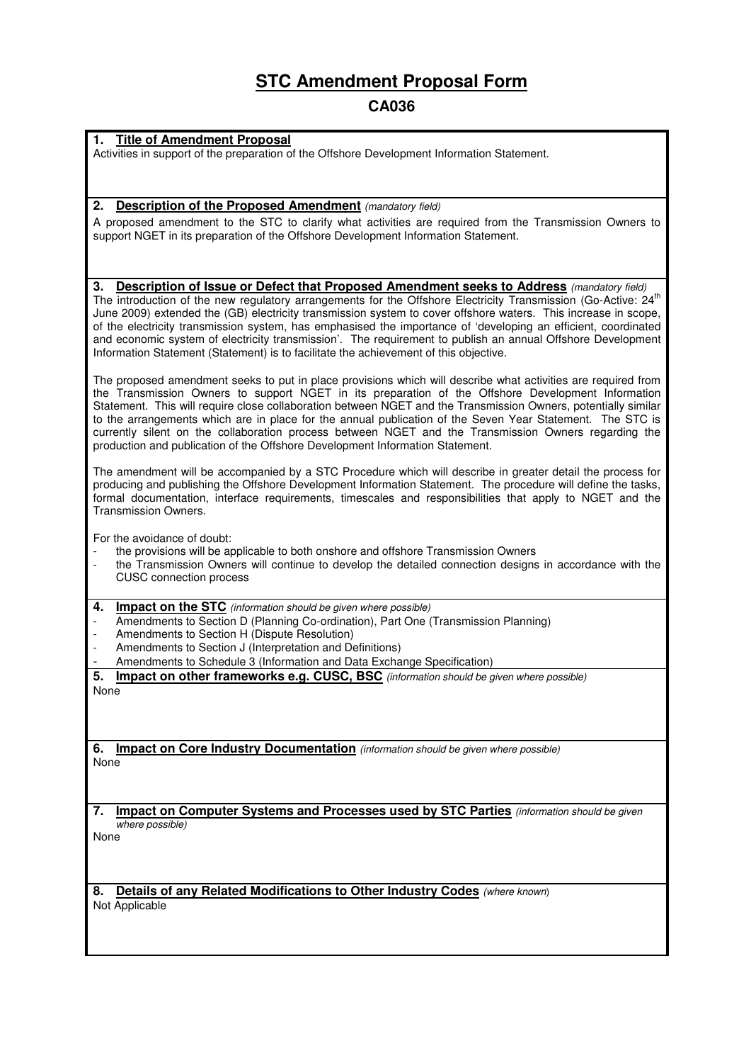# STC Amendment Proposal Form

## CA036

### 1. Title of Amendment Proposal

Activities in support of the preparation of the Offshore Development Information Statement.

### 2. Description of the Proposed Amendment *(mandatory field)*

A proposed amendment to the STC to clarify what activities are required from the Transmission Owners to support NGET in its preparation of the Offshore Development Information Statement.

### 3. Description of Issue or Defect that Proposed Amendment seeks to Address *(mandatory field)*

The introduction of the new regulatory arrangements for the Offshore Electricity Transmission (Go-Active: 24th June 2009) extended the (GB) electricity transmission system to cover offshore waters. This increase in scope, of the electricity transmission system, has emphasised the importance of 'developing an efficient, coordinated and economic system of electricity transmission'. The requirement to publish an annual Offshore Development Information Statement (Statement) is to facilitate the achievement of this objective.

The proposed amendment seeks to put in place provisions which will describe what activities are required from the Transmission Owners to support NGET in its preparation of the Offshore Development Information Statement. This will require close collaboration between NGET and the Transmission Owners, potentially similar to the arrangements which are in place for the annual publication of the Seven Year Statement. The STC is currently silent on the collaboration process between NGET and the Transmission Owners regarding the production and publication of the Offshore Development Information Statement.

The amendment will be accompanied by a STC Procedure which will describe in greater detail the process for producing and publishing the Offshore Development Information Statement. The procedure will define the tasks, formal documentation, interface requirements, timescales and responsibilities that apply to NGET and the Transmission Owners.

For the avoidance of doubt:

- the provisions will be applicable to both onshore and offshore Transmission Owners
- the Transmission Owners will continue to develop the detailed connection designs in accordance with the CUSC connection process

### 4. Impact on the STC *(information should be given where possible)*

- Amendments to Section D (Planning Co-ordination), Part One (Transmission Planning)
- Amendments to Section H (Dispute Resolution)
- Amendments to Section J (Interpretation and Definitions)
- Amendments to Schedule 3 (Information and Data Exchange Specification)

### 5. Impact on other frameworks e.g. CUSC, BSC *(information should be given where possible)*

None

### 6. Impact on Core Industry Documentation *(information should be given where possible)*

None

### 7. Impact on Computer Systems and Processes used by STC Parties *(information should be given where possible)*

None

### 8. Details of any Related Modifications to Other Industry Codes *(where known)*

Not Applicable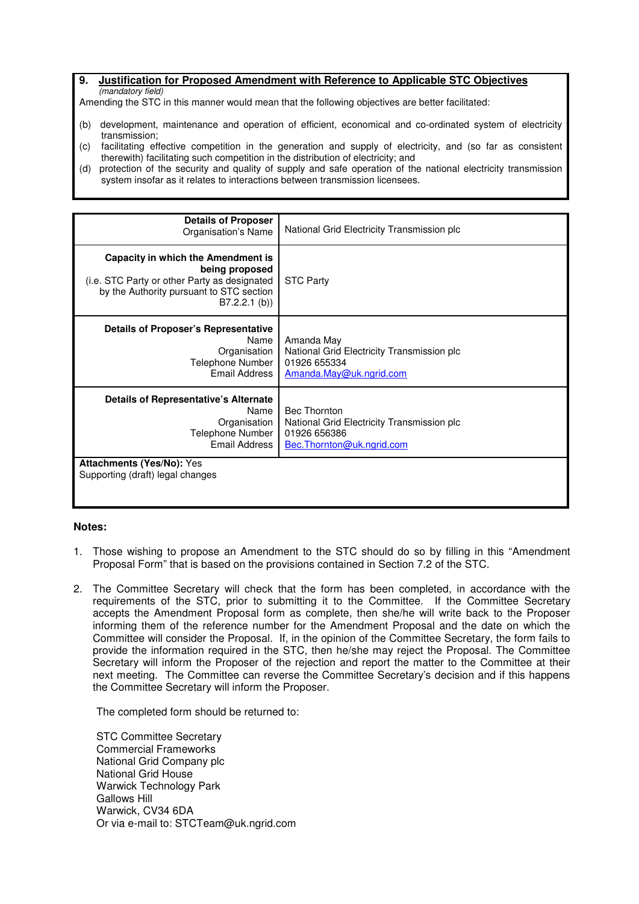## 9. Justification for Proposed Amendment with Reference to Applicable STC Objectives

*(mandatory field)*

Amending the STC in this manner would mean that the following objectives are better facilitated:

(b) development, maintenance and operation of efficient, economical and co-ordinated system of electricity transmission;

(c) facilitating effective competition in the generation and supply of electricity, and (so far as consistent therewith) facilitating such competition in the distribution of electricity; and

(d) protection of the security and quality of supply and safe operation of the national electricity transmission system insofar as it relates to interactions between transmission licensees.

| | |
|---|---|
| **Details of Proposer**<br>Organisation's Name | National Grid Electricity Transmission plc |
| **Capacity in which the Amendment is being proposed**<br>(i.e. STC Party or other Party as designated by the Authority pursuant to STC section B7.2.2.1 (b)) | STC Party |
| **Details of Proposer's Representative**<br>Name<br>Organisation<br>Telephone Number<br>Email Address | Amanda May<br>National Grid Electricity Transmission plc<br>01926 655334<br>Amanda.May@uk.ngrid.com |
| **Details of Representative's Alternate**<br>Name<br>Organisation<br>Telephone Number<br>Email Address | Bec Thornton<br>National Grid Electricity Transmission plc<br>01926 656386<br>Bec.Thornton@uk.ngrid.com |
| **Attachments (Yes/No):** Yes<br>Supporting (draft) legal changes | |

**Notes:**

1. Those wishing to propose an Amendment to the STC should do so by filling in this "Amendment Proposal Form" that is based on the provisions contained in Section 7.2 of the STC.

2. The Committee Secretary will check that the form has been completed, in accordance with the requirements of the STC, prior to submitting it to the Committee. If the Committee Secretary accepts the Amendment Proposal form as complete, then she/he will write back to the Proposer informing them of the reference number for the Amendment Proposal and the date on which the Committee will consider the Proposal. If, in the opinion of the Committee Secretary, the form fails to provide the information required in the STC, then he/she may reject the Proposal. The Committee Secretary will inform the Proposer of the rejection and report the matter to the Committee at their next meeting. The Committee can reverse the Committee Secretary's decision and if this happens the Committee Secretary will inform the Proposer.

   The completed form should be returned to:

   STC Committee Secretary
   Commercial Frameworks
   National Grid Company plc
   National Grid House
   Warwick Technology Park
   Gallows Hill
   Warwick, CV34 6DA
   Or via e-mail to: STCTeam@uk.ngrid.com